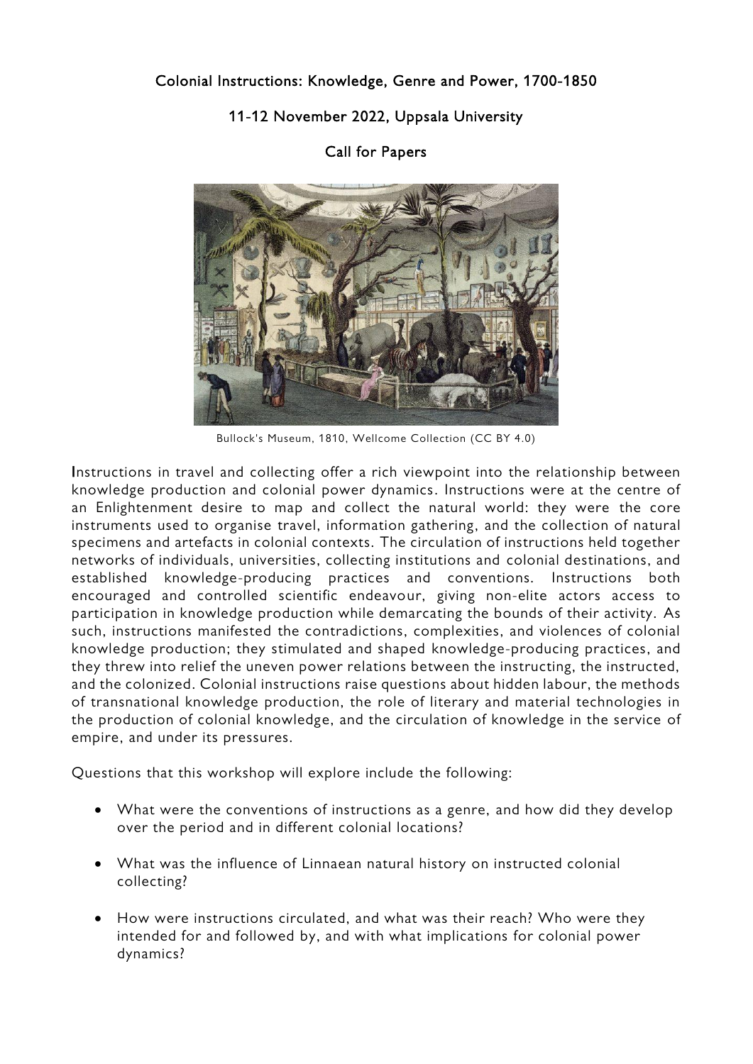# Colonial Instructions: Knowledge, Genre and Power, 1700-1850

## 11-12 November 2022, Uppsala University

## Call for Papers

Bullock's Museum, 1810, Wellcome Collection (CC BY 4.0)

Instructions in travel and collecting offer a rich viewpoint into the relationship between knowledge production and colonial power dynamics. Instructions were at the centre of an Enlightenment desire to map and collect the natural world: they were the core instruments used to organise travel, information gathering, and the collection of natural specimens and artefacts in colonial contexts. The circulation of instructions held together networks of individuals, universities, collecting institutions and colonial destinations, and established knowledge-producing practices and conventions. Instructions both encouraged and controlled scientific endeavour, giving non-elite actors access to participation in knowledge production while demarcating the bounds of their activity. As such, instructions manifested the contradictions, complexities, and violences of colonial knowledge production; they stimulated and shaped knowledge-producing practices, and they threw into relief the uneven power relations between the instructing, the instructed, and the colonized. Colonial instructions raise questions about hidden labour, the methods of transnational knowledge production, the role of literary and material technologies in the production of colonial knowledge, and the circulation of knowledge in the service of empire, and under its pressures.

Questions that this workshop will explore include the following:

- What were the conventions of instructions as a genre, and how did they develop over the period and in different colonial locations?
- What was the influence of Linnaean natural history on instructed colonial collecting?
- How were instructions circulated, and what was their reach? Who were they intended for and followed by, and with what implications for colonial power dynamics?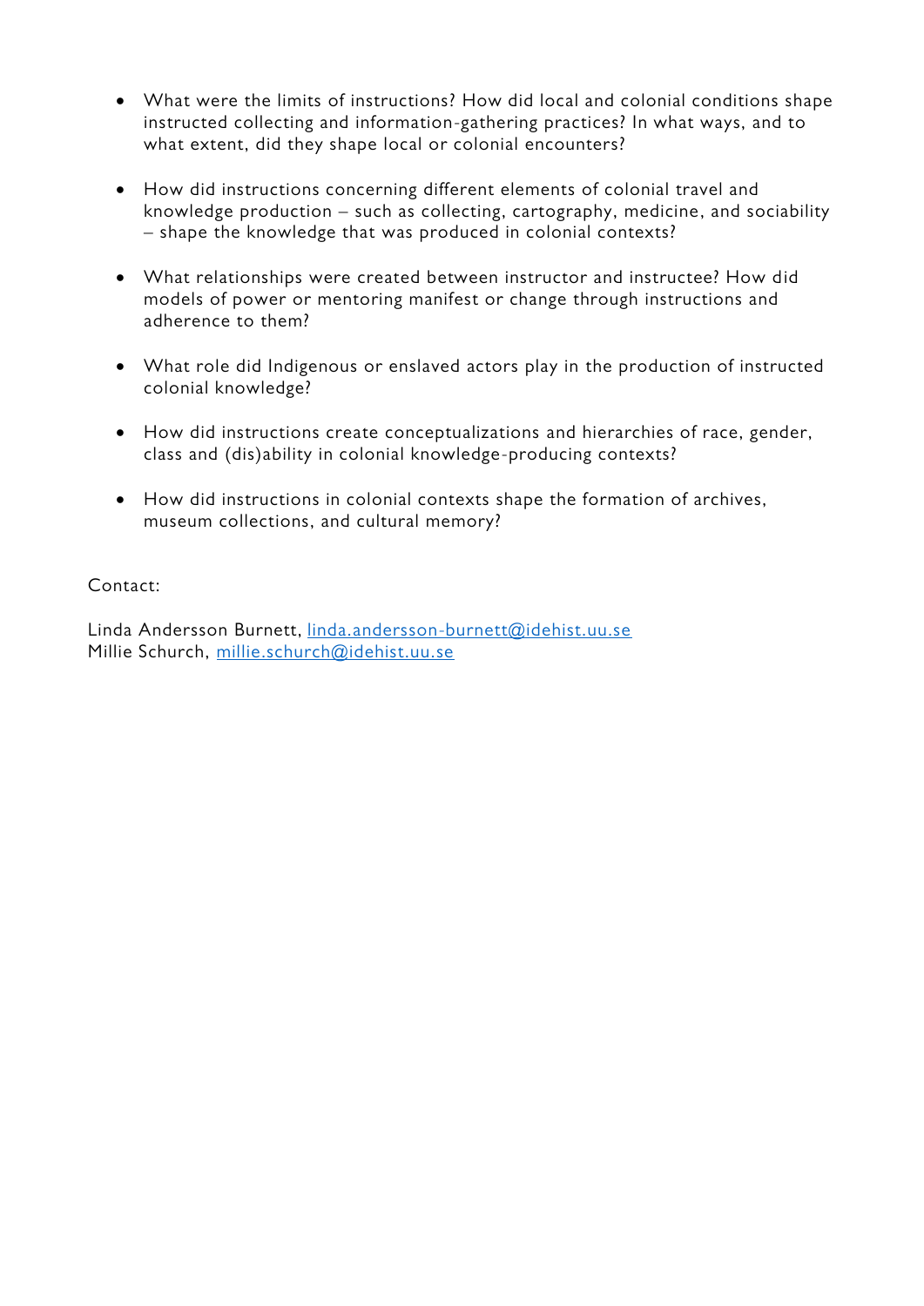- What were the limits of instructions? How did local and colonial conditions shape instructed collecting and information-gathering practices? In what ways, and to what extent, did they shape local or colonial encounters?

- How did instructions concerning different elements of colonial travel and knowledge production – such as collecting, cartography, medicine, and sociability – shape the knowledge that was produced in colonial contexts?

- What relationships were created between instructor and instructee? How did models of power or mentoring manifest or change through instructions and adherence to them?

- What role did Indigenous or enslaved actors play in the production of instructed colonial knowledge?

- How did instructions create conceptualizations and hierarchies of race, gender, class and (dis)ability in colonial knowledge-producing contexts?

- How did instructions in colonial contexts shape the formation of archives, museum collections, and cultural memory?

Contact:

Linda Andersson Burnett, linda.andersson-burnett@idehist.uu.se
Millie Schurch, millie.schurch@idehist.uu.se